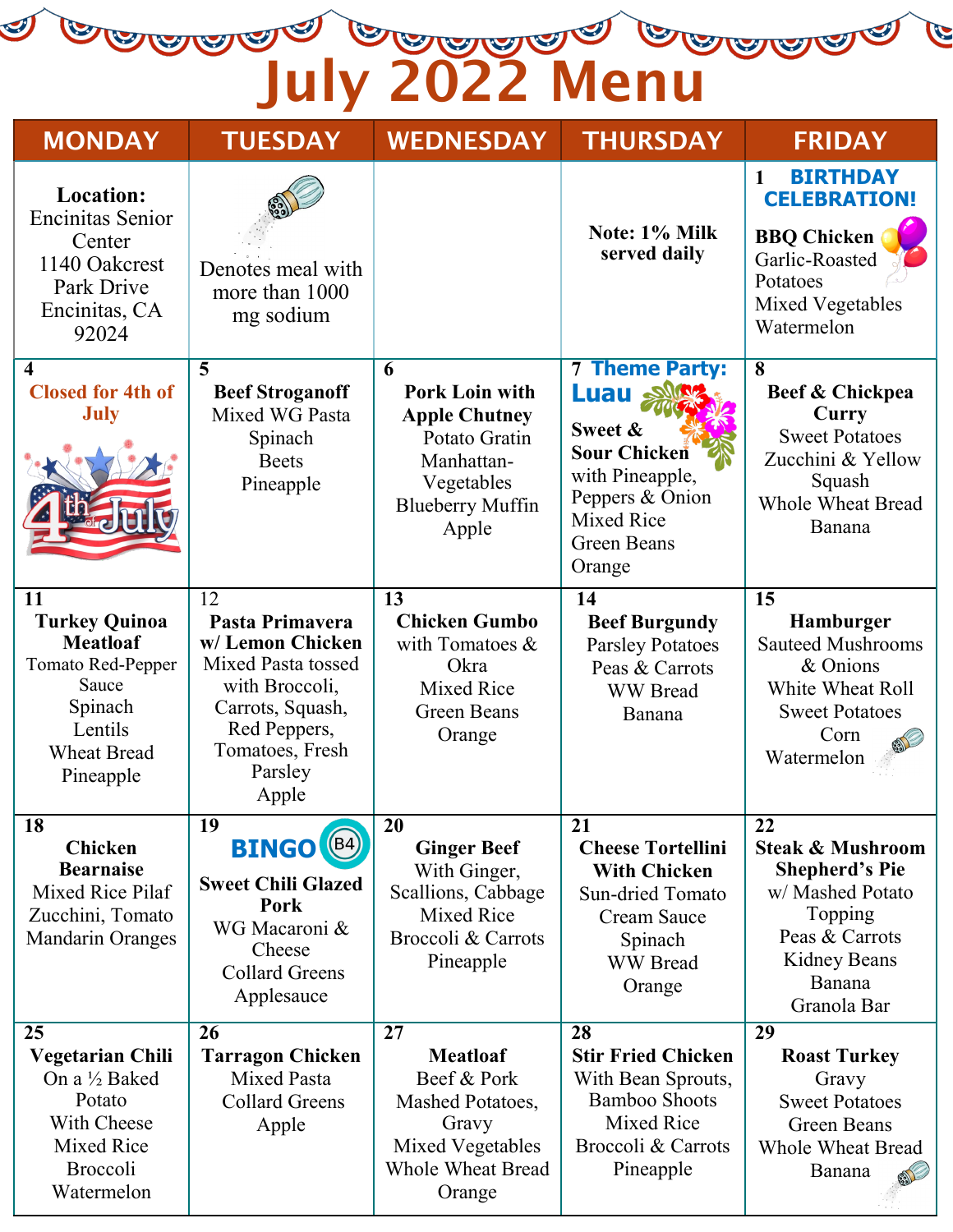# July 2022 Menu

| MONDAY | TUESDAY | WEDNESDAY | THURSDAY | FRIDAY |
|---|---|---|---|---|
| **Location:** Encinitas Senior Center 1140 Oakcrest Park Drive Encinitas, CA 92024 | Denotes meal with more than 1000 mg sodium | | **Note: 1% Milk served daily** | 1 **BIRTHDAY CELEBRATION!** **BBQ Chicken** Garlic-Roasted Potatoes Mixed Vegetables Watermelon |
| 4 **Closed for 4th of July** | 5 **Beef Stroganoff** Mixed WG Pasta Spinach Beets Pineapple | 6 **Pork Loin with Apple Chutney** Potato Gratin Manhattan-Vegetables Blueberry Muffin Apple | 7 **Theme Party: Luau** **Sweet & Sour Chicken** with Pineapple, Peppers & Onion Mixed Rice Green Beans Orange | 8 **Beef & Chickpea Curry** Sweet Potatoes Zucchini & Yellow Squash Whole Wheat Bread Banana |
| 11 **Turkey Quinoa Meatloaf** Tomato Red-Pepper Sauce Spinach Lentils Wheat Bread Pineapple | 12 **Pasta Primavera w/ Lemon Chicken** Mixed Pasta tossed with Broccoli, Carrots, Squash, Red Peppers, Tomatoes, Fresh Parsley Apple | 13 **Chicken Gumbo** with Tomatoes & Okra Mixed Rice Green Beans Orange | 14 **Beef Burgundy** Parsley Potatoes Peas & Carrots WW Bread Banana | 15 **Hamburger** Sauteed Mushrooms & Onions White Wheat Roll Sweet Potatoes Corn Watermelon |
| 18 **Chicken Bearnaise** Mixed Rice Pilaf Zucchini, Tomato Mandarin Oranges | 19 **BINGO** **Sweet Chili Glazed Pork** WG Macaroni & Cheese Collard Greens Applesauce | 20 **Ginger Beef** With Ginger, Scallions, Cabbage Mixed Rice Broccoli & Carrots Pineapple | 21 **Cheese Tortellini With Chicken** Sun-dried Tomato Cream Sauce Spinach WW Bread Orange | 22 **Steak & Mushroom Shepherd's Pie** w/ Mashed Potato Topping Peas & Carrots Kidney Beans Banana Granola Bar |
| 25 **Vegetarian Chili** On a ½ Baked Potato With Cheese Mixed Rice Broccoli Watermelon | 26 **Tarragon Chicken** Mixed Pasta Collard Greens Apple | 27 **Meatloaf** Beef & Pork Mashed Potatoes, Gravy Mixed Vegetables Whole Wheat Bread Orange | 28 **Stir Fried Chicken** With Bean Sprouts, Bamboo Shoots Mixed Rice Broccoli & Carrots Pineapple | 29 **Roast Turkey** Gravy Sweet Potatoes Green Beans Whole Wheat Bread Banana |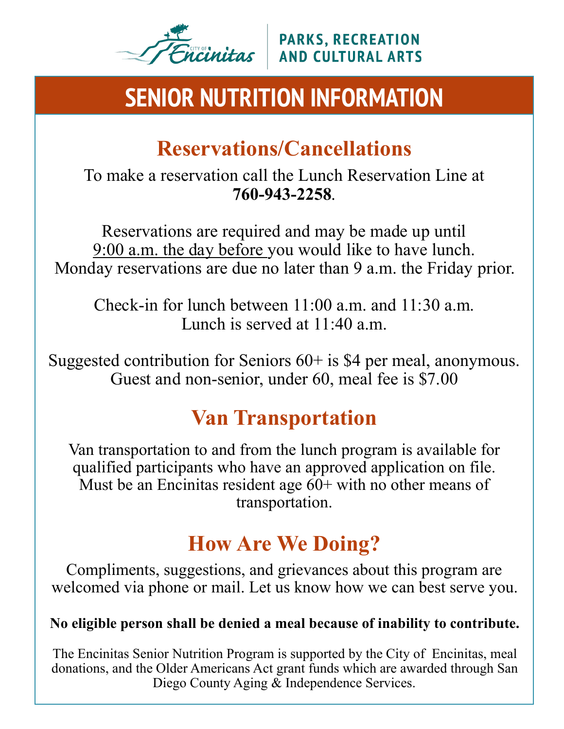CITY OF Encinitas | PARKS, RECREATION AND CULTURAL ARTS

# SENIOR NUTRITION INFORMATION

## Reservations/Cancellations

To make a reservation call the Lunch Reservation Line at **760-943-2258**.

Reservations are required and may be made up until 9:00 a.m. the day before you would like to have lunch. Monday reservations are due no later than 9 a.m. the Friday prior.

Check-in for lunch between 11:00 a.m. and 11:30 a.m.
Lunch is served at 11:40 a.m.

Suggested contribution for Seniors 60+ is $4 per meal, anonymous.
Guest and non-senior, under 60, meal fee is $7.00

## Van Transportation

Van transportation to and from the lunch program is available for qualified participants who have an approved application on file. Must be an Encinitas resident age 60+ with no other means of transportation.

## How Are We Doing?

Compliments, suggestions, and grievances about this program are welcomed via phone or mail. Let us know how we can best serve you.

**No eligible person shall be denied a meal because of inability to contribute.**

The Encinitas Senior Nutrition Program is supported by the City of Encinitas, meal donations, and the Older Americans Act grant funds which are awarded through San Diego County Aging & Independence Services.